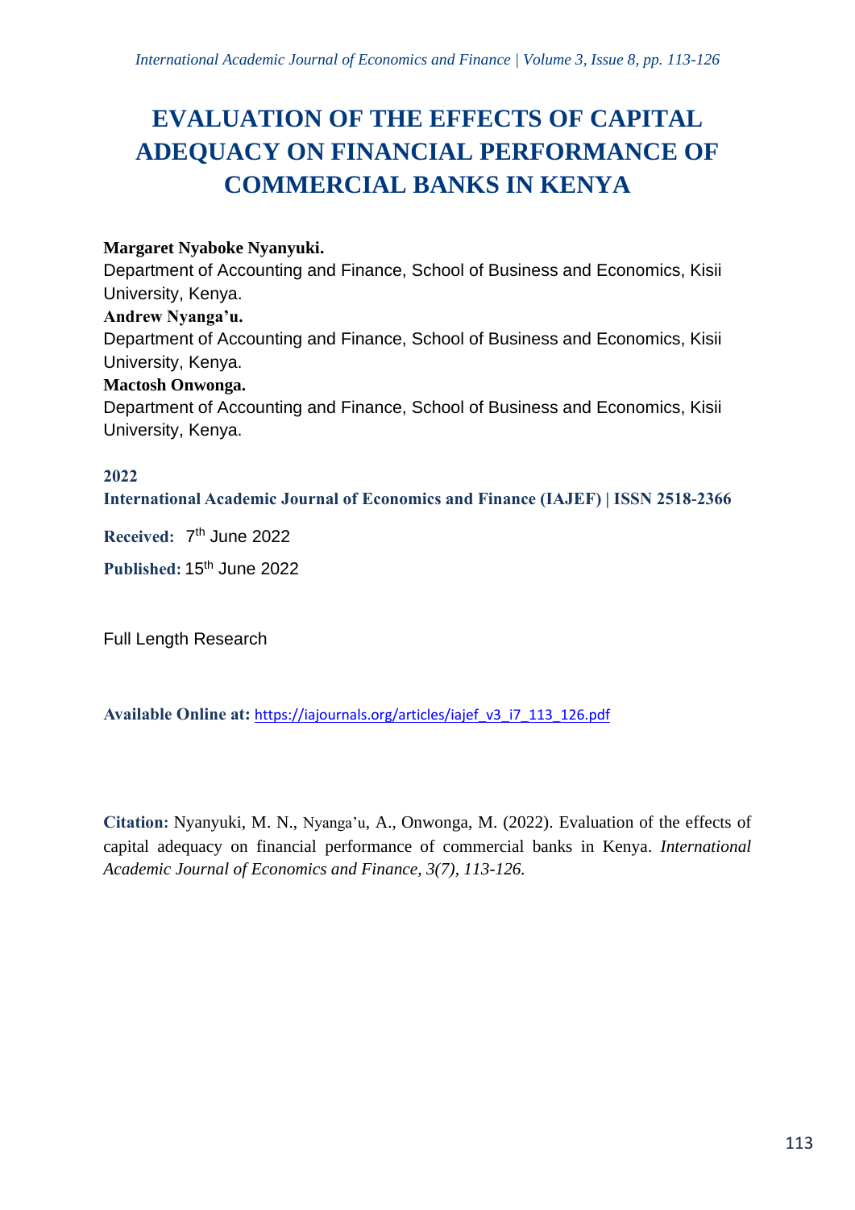# EVALUATION OF THE EFFECTS OF CAPITAL ADEQUACY ON FINANCIAL PERFORMANCE OF COMMERCIAL BANKS IN KENYA

**Margaret Nyaboke Nyanyuki.**
Department of Accounting and Finance, School of Business and Economics, Kisii University, Kenya.

**Andrew Nyanga'u.**
Department of Accounting and Finance, School of Business and Economics, Kisii University, Kenya.

**Mactosh Onwonga.**
Department of Accounting and Finance, School of Business and Economics, Kisii University, Kenya.

**2022**

**International Academic Journal of Economics and Finance (IAJEF) | ISSN 2518-2366**

**Received:** 7th June 2022

**Published:** 15th June 2022

Full Length Research

**Available Online at:** https://iajournals.org/articles/iajef_v3_i7_113_126.pdf

**Citation:** Nyanyuki, M. N., Nyanga'u, A., Onwonga, M. (2022). Evaluation of the effects of capital adequacy on financial performance of commercial banks in Kenya. *International Academic Journal of Economics and Finance, 3(7), 113-126.*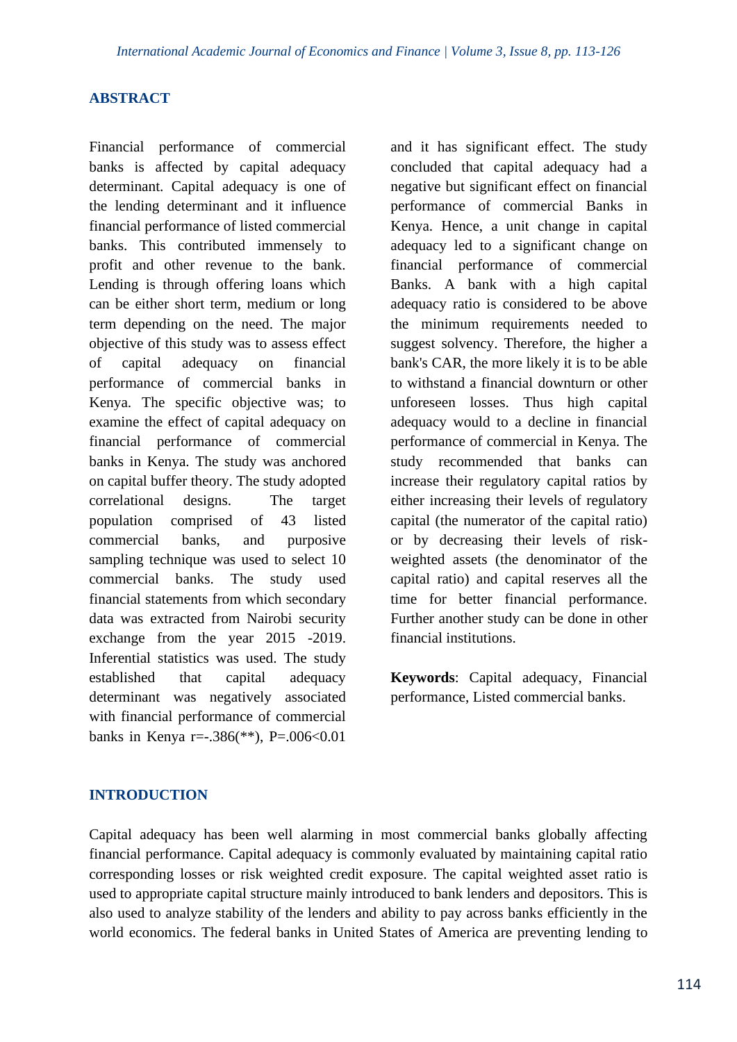## ABSTRACT

Financial performance of commercial banks is affected by capital adequacy determinant. Capital adequacy is one of the lending determinant and it influence financial performance of listed commercial banks. This contributed immensely to profit and other revenue to the bank. Lending is through offering loans which can be either short term, medium or long term depending on the need. The major objective of this study was to assess effect of capital adequacy on financial performance of commercial banks in Kenya. The specific objective was; to examine the effect of capital adequacy on financial performance of commercial banks in Kenya. The study was anchored on capital buffer theory. The study adopted correlational designs. The target population comprised of 43 listed commercial banks, and purposive sampling technique was used to select 10 commercial banks. The study used financial statements from which secondary data was extracted from Nairobi security exchange from the year 2015 -2019. Inferential statistics was used. The study established that capital adequacy determinant was negatively associated with financial performance of commercial banks in Kenya r=-.386(**), P=.006<0.01 and it has significant effect. The study concluded that capital adequacy had a negative but significant effect on financial performance of commercial Banks in Kenya. Hence, a unit change in capital adequacy led to a significant change on financial performance of commercial Banks. A bank with a high capital adequacy ratio is considered to be above the minimum requirements needed to suggest solvency. Therefore, the higher a bank's CAR, the more likely it is to be able to withstand a financial downturn or other unforeseen losses. Thus high capital adequacy would to a decline in financial performance of commercial in Kenya. The study recommended that banks can increase their regulatory capital ratios by either increasing their levels of regulatory capital (the numerator of the capital ratio) or by decreasing their levels of risk-weighted assets (the denominator of the capital ratio) and capital reserves all the time for better financial performance. Further another study can be done in other financial institutions.

**Keywords**: Capital adequacy, Financial performance, Listed commercial Banks.

## INTRODUCTION

Capital adequacy has been well alarming in most commercial banks globally affecting financial performance. Capital adequacy is commonly evaluated by maintaining capital ratio corresponding losses or risk weighted credit exposure. The capital weighted asset ratio is used to appropriate capital structure mainly introduced to bank lenders and depositors. This is also used to analyze stability of the lenders and ability to pay across banks efficiently in the world economics. The federal banks in United States of America are preventing lending to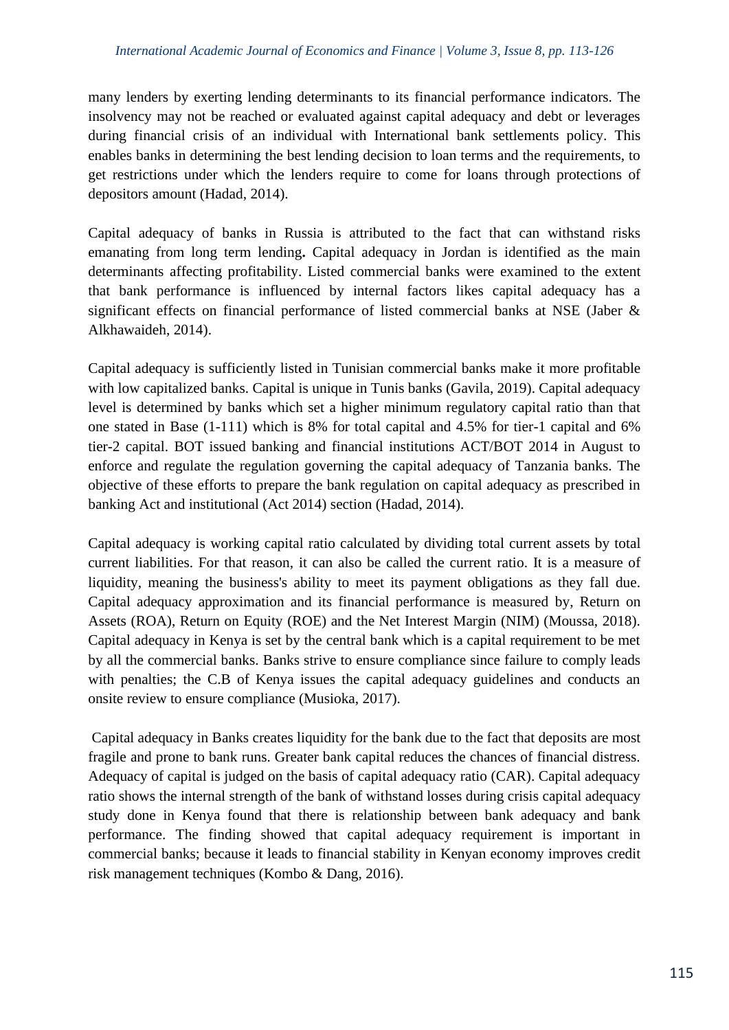many lenders by exerting lending determinants to its financial performance indicators. The insolvency may not be reached or evaluated against capital adequacy and debt or leverages during financial crisis of an individual with International bank settlements policy. This enables banks in determining the best lending decision to loan terms and the requirements, to get restrictions under which the lenders require to come for loans through protections of depositors amount (Hadad, 2014).

Capital adequacy of banks in Russia is attributed to the fact that can withstand risks emanating from long term lending**.** Capital adequacy in Jordan is identified as the main determinants affecting profitability. Listed commercial banks were examined to the extent that bank performance is influenced by internal factors likes capital adequacy has a significant effects on financial performance of listed commercial banks at NSE (Jaber & Alkhawaideh, 2014).

Capital adequacy is sufficiently listed in Tunisian commercial banks make it more profitable with low capitalized banks. Capital is unique in Tunis banks (Gavila, 2019). Capital adequacy level is determined by banks which set a higher minimum regulatory capital ratio than that one stated in Base (1-111) which is 8% for total capital and 4.5% for tier-1 capital and 6% tier-2 capital. BOT issued banking and financial institutions ACT/BOT 2014 in August to enforce and regulate the regulation governing the capital adequacy of Tanzania banks. The objective of these efforts to prepare the bank regulation on capital adequacy as prescribed in banking Act and institutional (Act 2014) section (Hadad, 2014).

Capital adequacy is working capital ratio calculated by dividing total current assets by total current liabilities. For that reason, it can also be called the current ratio. It is a measure of liquidity, meaning the business's ability to meet its payment obligations as they fall due. Capital adequacy approximation and its financial performance is measured by, Return on Assets (ROA), Return on Equity (ROE) and the Net Interest Margin (NIM) (Moussa, 2018). Capital adequacy in Kenya is set by the central bank which is a capital requirement to be met by all the commercial banks. Banks strive to ensure compliance since failure to comply leads with penalties; the C.B of Kenya issues the capital adequacy guidelines and conducts an onsite review to ensure compliance (Musioka, 2017).

Capital adequacy in Banks creates liquidity for the bank due to the fact that deposits are most fragile and prone to bank runs. Greater bank capital reduces the chances of financial distress. Adequacy of capital is judged on the basis of capital adequacy ratio (CAR). Capital adequacy ratio shows the internal strength of the bank of withstand losses during crisis capital adequacy study done in Kenya found that there is relationship between bank adequacy and bank performance. The finding showed that capital adequacy requirement is important in commercial banks; because it leads to financial stability in Kenyan economy improves credit risk management techniques (Kombo & Dang, 2016).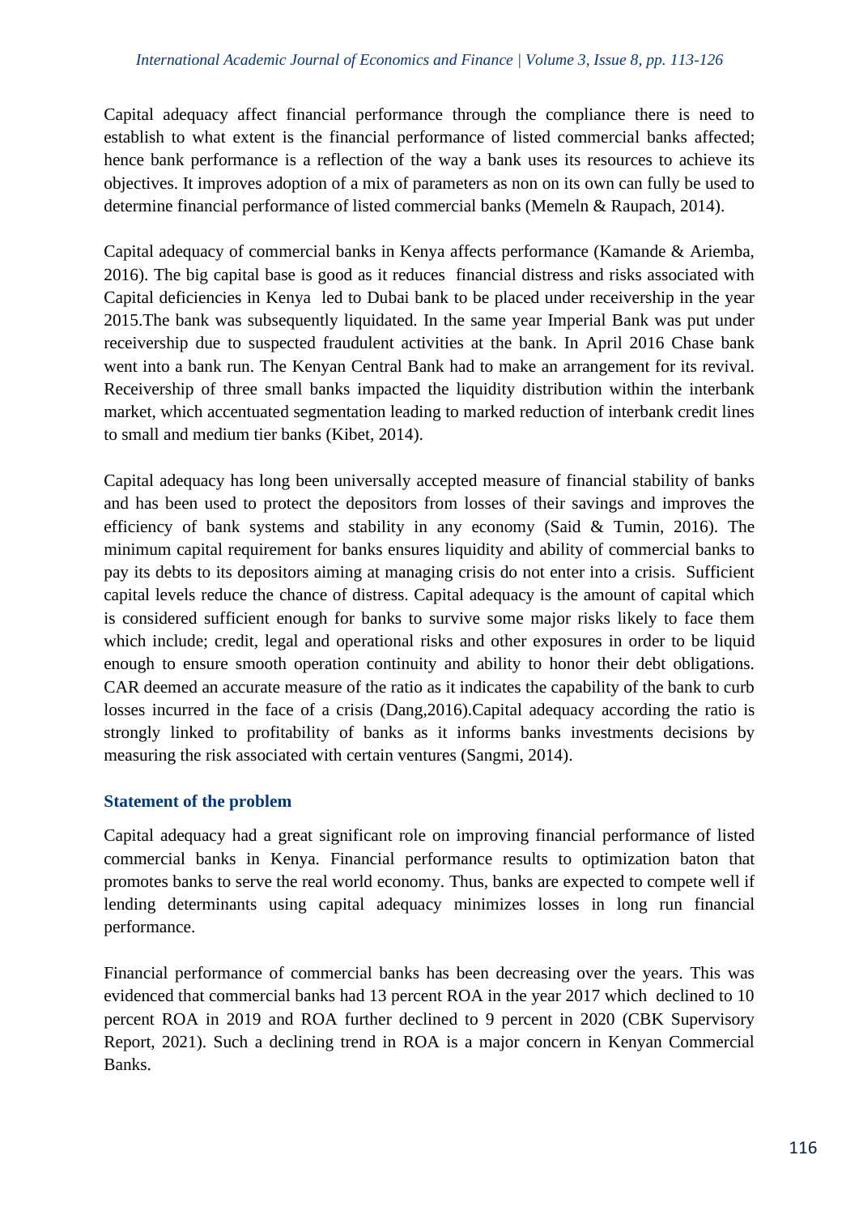Capital adequacy affect financial performance through the compliance there is need to establish to what extent is the financial performance of listed commercial banks affected; hence bank performance is a reflection of the way a bank uses its resources to achieve its objectives. It improves adoption of a mix of parameters as non on its own can fully be used to determine financial performance of listed commercial banks (Memeln & Raupach, 2014).

Capital adequacy of commercial banks in Kenya affects performance (Kamande & Ariemba, 2016). The big capital base is good as it reduces financial distress and risks associated with Capital deficiencies in Kenya led to Dubai bank to be placed under receivership in the year 2015.The bank was subsequently liquidated. In the same year Imperial Bank was put under receivership due to suspected fraudulent activities at the bank. In April 2016 Chase bank went into a bank run. The Kenyan Central Bank had to make an arrangement for its revival. Receivership of three small banks impacted the liquidity distribution within the interbank market, which accentuated segmentation leading to marked reduction of interbank credit lines to small and medium tier banks (Kibet, 2014).

Capital adequacy has long been universally accepted measure of financial stability of banks and has been used to protect the depositors from losses of their savings and improves the efficiency of bank systems and stability in any economy (Said & Tumin, 2016). The minimum capital requirement for banks ensures liquidity and ability of commercial banks to pay its debts to its depositors aiming at managing crisis do not enter into a crisis. Sufficient capital levels reduce the chance of distress. Capital adequacy is the amount of capital which is considered sufficient enough for banks to survive some major risks likely to face them which include; credit, legal and operational risks and other exposures in order to be liquid enough to ensure smooth operation continuity and ability to honor their debt obligations. CAR deemed an accurate measure of the ratio as it indicates the capability of the bank to curb losses incurred in the face of a crisis (Dang,2016).Capital adequacy according the ratio is strongly linked to profitability of banks as it informs banks investments decisions by measuring the risk associated with certain ventures (Sangmi, 2014).

## Statement of the problem

Capital adequacy had a great significant role on improving financial performance of listed commercial banks in Kenya. Financial performance results to optimization baton that promotes banks to serve the real world economy. Thus, banks are expected to compete well if lending determinants using capital adequacy minimizes losses in long run financial performance.

Financial performance of commercial banks has been decreasing over the years. This was evidenced that commercial banks had 13 percent ROA in the year 2017 which declined to 10 percent ROA in 2019 and ROA further declined to 9 percent in 2020 (CBK Supervisory Report, 2021). Such a declining trend in ROA is a major concern in Kenyan Commercial Banks.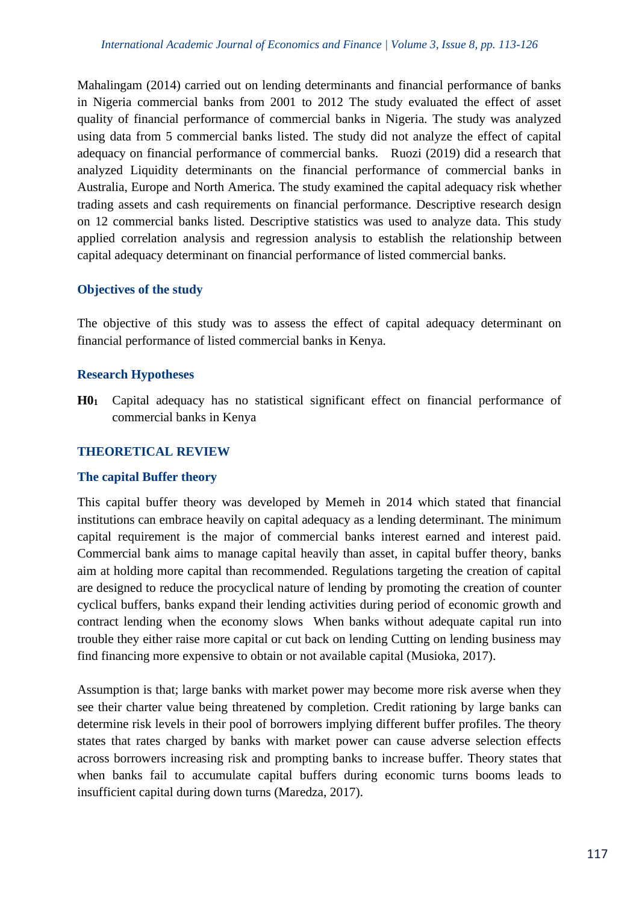Mahalingam (2014) carried out on lending determinants and financial performance of banks in Nigeria commercial banks from 2001 to 2012 The study evaluated the effect of asset quality of financial performance of commercial banks in Nigeria. The study was analyzed using data from 5 commercial banks listed. The study did not analyze the effect of capital adequacy on financial performance of commercial banks. Ruozi (2019) did a research that analyzed Liquidity determinants on the financial performance of commercial banks in Australia, Europe and North America. The study examined the capital adequacy risk whether trading assets and cash requirements on financial performance. Descriptive research design on 12 commercial banks listed. Descriptive statistics was used to analyze data. This study applied correlation analysis and regression analysis to establish the relationship between capital adequacy determinant on financial performance of listed commercial banks.

### Objectives of the study

The objective of this study was to assess the effect of capital adequacy determinant on financial performance of listed commercial banks in Kenya.

### Research Hypotheses

**$H0_1$** Capital adequacy has no statistical significant effect on financial performance of commercial banks in Kenya

## THEORETICAL REVIEW

### The capital Buffer theory

This capital buffer theory was developed by Memeh in 2014 which stated that financial institutions can embrace heavily on capital adequacy as a lending determinant. The minimum capital requirement is the major of commercial banks interest earned and interest paid. Commercial bank aims to manage capital heavily than asset, in capital buffer theory, banks aim at holding more capital than recommended. Regulations targeting the creation of capital are designed to reduce the procyclical nature of lending by promoting the creation of counter cyclical buffers, banks expand their lending activities during period of economic growth and contract lending when the economy slows When banks without adequate capital run into trouble they either raise more capital or cut back on lending Cutting on lending business may find financing more expensive to obtain or not available capital (Musioka, 2017).

Assumption is that; large banks with market power may become more risk averse when they see their charter value being threatened by completion. Credit rationing by large banks can determine risk levels in their pool of borrowers implying different buffer profiles. The theory states that rates charged by banks with market power can cause adverse selection effects across borrowers increasing risk and prompting banks to increase buffer. Theory states that when banks fail to accumulate capital buffers during economic turns booms leads to insufficient capital during down turns (Maredza, 2017).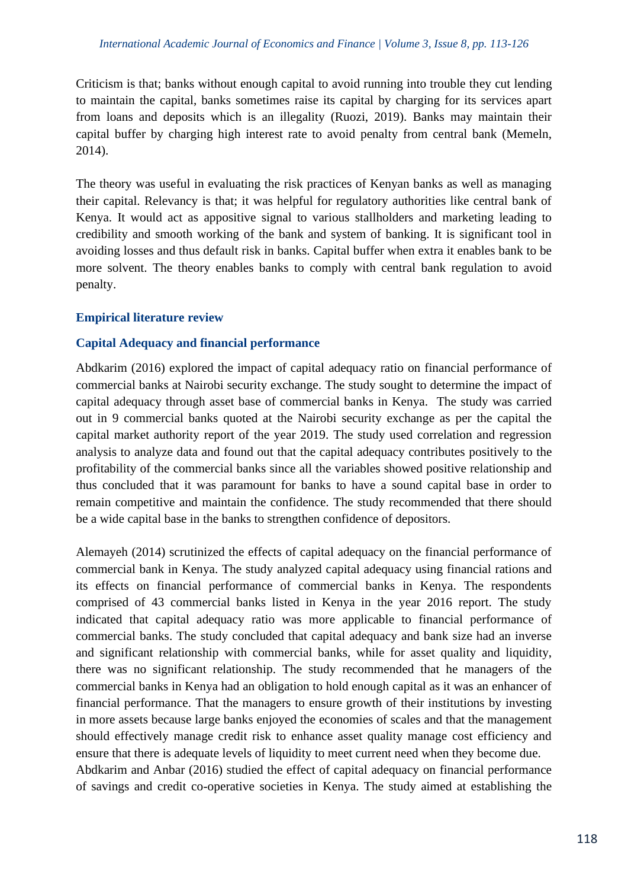Criticism is that; banks without enough capital to avoid running into trouble they cut lending to maintain the capital, banks sometimes raise its capital by charging for its services apart from loans and deposits which is an illegality (Ruozi, 2019). Banks may maintain their capital buffer by charging high interest rate to avoid penalty from central bank (Memeln, 2014).

The theory was useful in evaluating the risk practices of Kenyan banks as well as managing their capital. Relevancy is that; it was helpful for regulatory authorities like central bank of Kenya. It would act as appositive signal to various stallholders and marketing leading to credibility and smooth working of the bank and system of banking. It is significant tool in avoiding losses and thus default risk in banks. Capital buffer when extra it enables bank to be more solvent. The theory enables banks to comply with central bank regulation to avoid penalty.

## Empirical literature review

### Capital Adequacy and financial performance

Abdkarim (2016) explored the impact of capital adequacy ratio on financial performance of commercial banks at Nairobi security exchange. The study sought to determine the impact of capital adequacy through asset base of commercial banks in Kenya. The study was carried out in 9 commercial banks quoted at the Nairobi security exchange as per the capital the capital market authority report of the year 2019. The study used correlation and regression analysis to analyze data and found out that the capital adequacy contributes positively to the profitability of the commercial banks since all the variables showed positive relationship and thus concluded that it was paramount for banks to have a sound capital base in order to remain competitive and maintain the confidence. The study recommended that there should be a wide capital base in the banks to strengthen confidence of depositors.

Alemayeh (2014) scrutinized the effects of capital adequacy on the financial performance of commercial bank in Kenya. The study analyzed capital adequacy using financial rations and its effects on financial performance of commercial banks in Kenya. The respondents comprised of 43 commercial banks listed in Kenya in the year 2016 report. The study indicated that capital adequacy ratio was more applicable to financial performance of commercial banks. The study concluded that capital adequacy and bank size had an inverse and significant relationship with commercial banks, while for asset quality and liquidity, there was no significant relationship. The study recommended that he managers of the commercial banks in Kenya had an obligation to hold enough capital as it was an enhancer of financial performance. That the managers to ensure growth of their institutions by investing in more assets because large banks enjoyed the economies of scales and that the management should effectively manage credit risk to enhance asset quality manage cost efficiency and ensure that there is adequate levels of liquidity to meet current need when they become due.
Abdkarim and Anbar (2016) studied the effect of capital adequacy on financial performance of savings and credit co-operative societies in Kenya. The study aimed at establishing the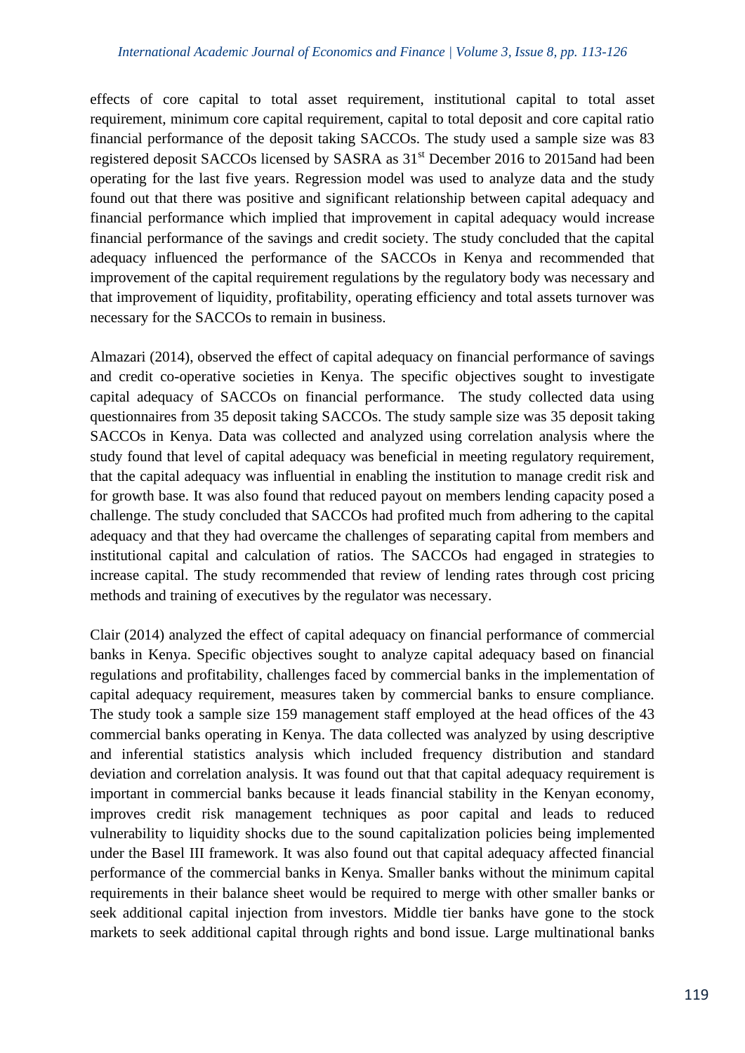effects of core capital to total asset requirement, institutional capital to total asset requirement, minimum core capital requirement, capital to total deposit and core capital ratio financial performance of the deposit taking SACCOs. The study used a sample size was 83 registered deposit SACCOs licensed by SASRA as 31st December 2016 to 2015and had been operating for the last five years. Regression model was used to analyze data and the study found out that there was positive and significant relationship between capital adequacy and financial performance which implied that improvement in capital adequacy would increase financial performance of the savings and credit society. The study concluded that the capital adequacy influenced the performance of the SACCOs in Kenya and recommended that improvement of the capital requirement regulations by the regulatory body was necessary and that improvement of liquidity, profitability, operating efficiency and total assets turnover was necessary for the SACCOs to remain in business.

Almazari (2014), observed the effect of capital adequacy on financial performance of savings and credit co-operative societies in Kenya. The specific objectives sought to investigate capital adequacy of SACCOs on financial performance. The study collected data using questionnaires from 35 deposit taking SACCOs. The study sample size was 35 deposit taking SACCOs in Kenya. Data was collected and analyzed using correlation analysis where the study found that level of capital adequacy was beneficial in meeting regulatory requirement, that the capital adequacy was influential in enabling the institution to manage credit risk and for growth base. It was also found that reduced payout on members lending capacity posed a challenge. The study concluded that SACCOs had profited much from adhering to the capital adequacy and that they had overcame the challenges of separating capital from members and institutional capital and calculation of ratios. The SACCOs had engaged in strategies to increase capital. The study recommended that review of lending rates through cost pricing methods and training of executives by the regulator was necessary.

Clair (2014) analyzed the effect of capital adequacy on financial performance of commercial banks in Kenya. Specific objectives sought to analyze capital adequacy based on financial regulations and profitability, challenges faced by commercial banks in the implementation of capital adequacy requirement, measures taken by commercial banks to ensure compliance. The study took a sample size 159 management staff employed at the head offices of the 43 commercial banks operating in Kenya. The data collected was analyzed by using descriptive and inferential statistics analysis which included frequency distribution and standard deviation and correlation analysis. It was found out that that capital adequacy requirement is important in commercial banks because it leads financial stability in the Kenyan economy, improves credit risk management techniques as poor capital and leads to reduced vulnerability to liquidity shocks due to the sound capitalization policies being implemented under the Basel III framework. It was also found out that capital adequacy affected financial performance of the commercial banks in Kenya. Smaller banks without the minimum capital requirements in their balance sheet would be required to merge with other smaller banks or seek additional capital injection from investors. Middle tier banks have gone to the stock markets to seek additional capital through rights and bond issue. Large multinational banks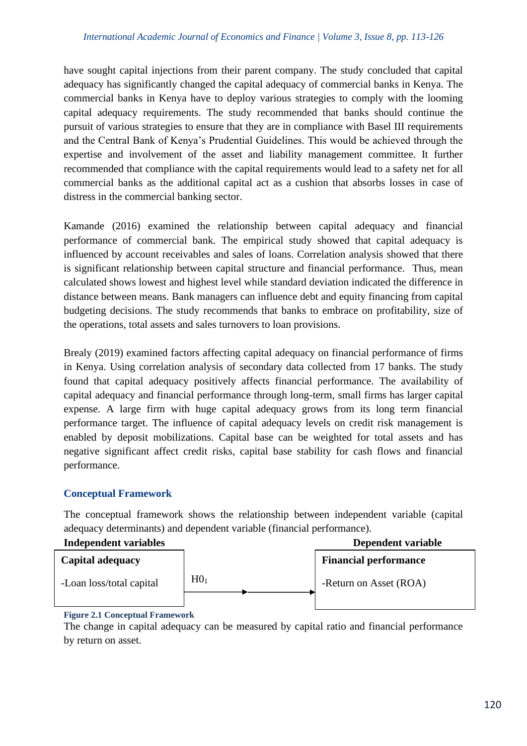have sought capital injections from their parent company. The study concluded that capital adequacy has significantly changed the capital adequacy of commercial banks in Kenya. The commercial banks in Kenya have to deploy various strategies to comply with the looming capital adequacy requirements. The study recommended that banks should continue the pursuit of various strategies to ensure that they are in compliance with Basel III requirements and the Central Bank of Kenya's Prudential Guidelines. This would be achieved through the expertise and involvement of the asset and liability management committee. It further recommended that compliance with the capital requirements would lead to a safety net for all commercial banks as the additional capital act as a cushion that absorbs losses in case of distress in the commercial banking sector.

Kamande (2016) examined the relationship between capital adequacy and financial performance of commercial bank. The empirical study showed that capital adequacy is influenced by account receivables and sales of loans. Correlation analysis showed that there is significant relationship between capital structure and financial performance. Thus, mean calculated shows lowest and highest level while standard deviation indicated the difference in distance between means. Bank managers can influence debt and equity financing from capital budgeting decisions. The study recommends that banks to embrace on profitability, size of the operations, total assets and sales turnovers to loan provisions.

Brealy (2019) examined factors affecting capital adequacy on financial performance of firms in Kenya. Using correlation analysis of secondary data collected from 17 banks. The study found that capital adequacy positively affects financial performance. The availability of capital adequacy and financial performance through long-term, small firms has larger capital expense. A large firm with huge capital adequacy grows from its long term financial performance target. The influence of capital adequacy levels on credit risk management is enabled by deposit mobilizations. Capital base can be weighted for total assets and has negative significant affect credit risks, capital base stability for cash flows and financial performance.

## Conceptual Framework

The conceptual framework shows the relationship between independent variable (capital adequacy determinants) and dependent variable (financial performance).

| Independent variables | | Dependent variable |
|---|---|---|
| **Capital adequacy**<br>-Loan loss/total capital | $H0_1$ → | **Financial performance**<br>-Return on Asset (ROA) |

**Figure 2.1 Conceptual Framework**

The change in capital adequacy can be measured by capital ratio and financial performance by return on asset.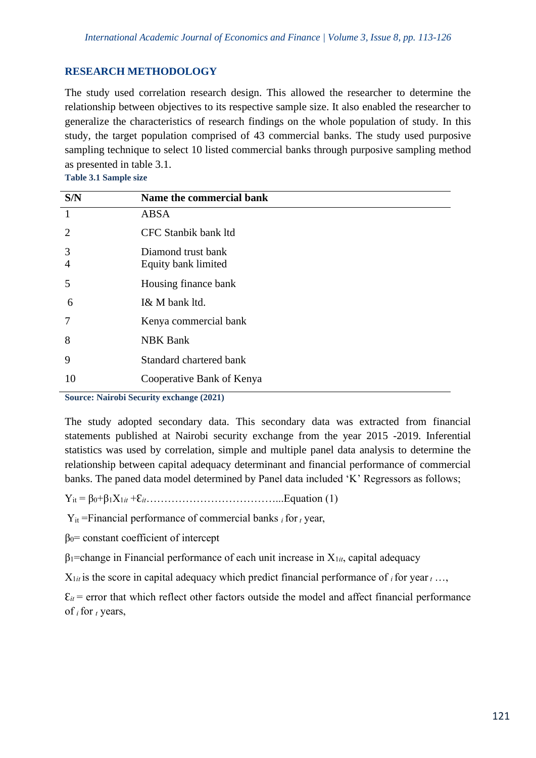## RESEARCH METHODOLOGY

The study used correlation research design. This allowed the researcher to determine the relationship between objectives to its respective sample size. It also enabled the researcher to generalize the characteristics of research findings on the whole population of study. In this study, the target population comprised of 43 commercial banks. The study used purposive sampling technique to select 10 listed commercial banks through purposive sampling method as presented in table 3.1.

**Table 3.1 Sample size**

| S/N | Name the commercial bank |
|---|---|
| 1 | ABSA |
| 2 | CFC Stanbik bank ltd |
| 3 | Diamond trust bank |
| 4 | Equity bank limited |
| 5 | Housing finance bank |
| 6 | I& M bank ltd. |
| 7 | Kenya commercial bank |
| 8 | NBK Bank |
| 9 | Standard chartered bank |
| 10 | Cooperative Bank of Kenya |

**Source: Nairobi Security exchange (2021)**

The study adopted secondary data. This secondary data was extracted from financial statements published at Nairobi security exchange from the year 2015 -2019. Inferential statistics was used by correlation, simple and multiple panel data analysis to determine the relationship between capital adequacy determinant and financial performance of commercial banks. The paned data model determined by Panel data included 'K' Regressors as follows;

$Y_{it} = \beta_0 + \beta_1 X_{1it} + \varepsilon_{it}$………………………………...Equation (1)

$Y_{it}$ =Financial performance of commercial banks $_i$ for $_t$ year,

$\beta_0$= constant coefficient of intercept

$\beta_1$=change in Financial performance of each unit increase in $X_{1it}$, capital adequacy

$X_{1it}$ is the score in capital adequacy which predict financial performance of $_i$ for year $_t$ …,

$\varepsilon_{it}$ = error that which reflect other factors outside the model and affect financial performance of $_i$ for $_t$ years,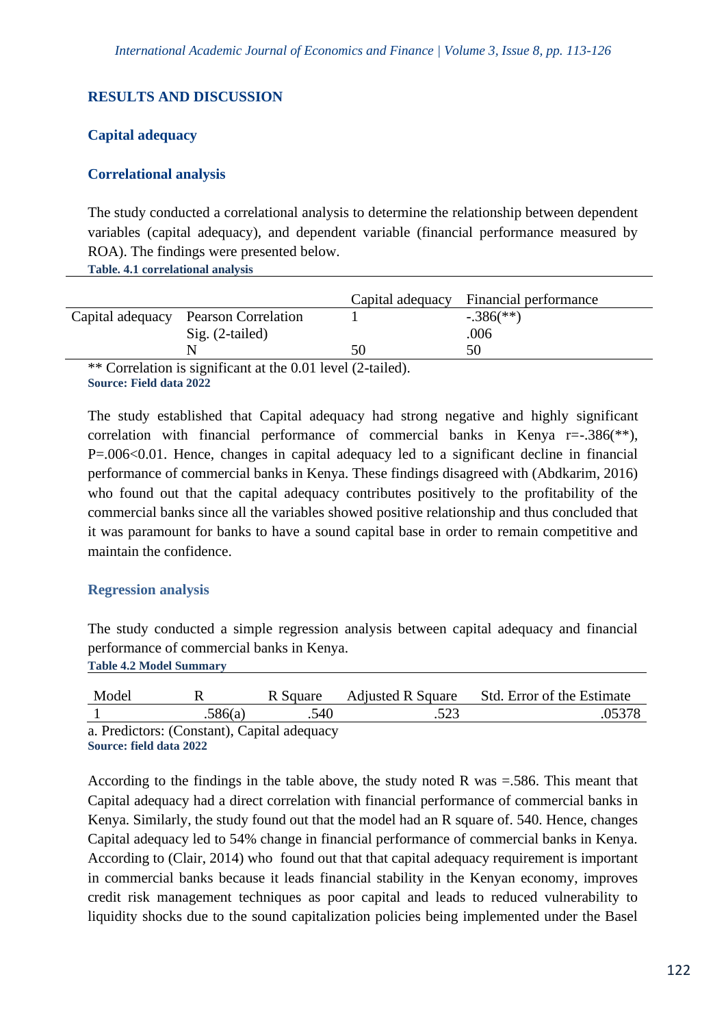## RESULTS AND DISCUSSION

### Capital adequacy

### Correlational analysis

The study conducted a correlational analysis to determine the relationship between dependent variables (capital adequacy), and dependent variable (financial performance measured by ROA). The findings were presented below.

**Table. 4.1 correlational analysis**

| | | Capital adequacy | Financial performance |
|---|---|---|---|
| Capital adequacy | Pearson Correlation | 1 | -.386(**) |
| | Sig. (2-tailed) | | .006 |
| | N | 50 | 50 |

** Correlation is significant at the 0.01 level (2-tailed).

**Source: Field data 2022**

The study established that Capital adequacy had strong negative and highly significant correlation with financial performance of commercial banks in Kenya r=-.386(**), P=.006<0.01. Hence, changes in capital adequacy led to a significant decline in financial performance of commercial banks in Kenya. These findings disagreed with (Abdkarim, 2016) who found out that the capital adequacy contributes positively to the profitability of the commercial banks since all the variables showed positive relationship and thus concluded that it was paramount for banks to have a sound capital base in order to remain competitive and maintain the confidence.

### Regression analysis

The study conducted a simple regression analysis between capital adequacy and financial performance of commercial banks in Kenya.

**Table 4.2 Model Summary**

| Model | R | R Square | Adjusted R Square | Std. Error of the Estimate |
|---|---|---|---|---|
| 1 | .586(a) | .540 | .523 | .05378 |

a. Predictors: (Constant), Capital adequacy

**Source: field data 2022**

According to the findings in the table above, the study noted R was =.586. This meant that Capital adequacy had a direct correlation with financial performance of commercial banks in Kenya. Similarly, the study found out that the model had an R square of. 540. Hence, changes Capital adequacy led to 54% change in financial performance of commercial banks in Kenya. According to (Clair, 2014) who found out that that capital adequacy requirement is important in commercial banks because it leads financial stability in the Kenyan economy, improves credit risk management techniques as poor capital and leads to reduced vulnerability to liquidity shocks due to the sound capitalization policies being implemented under the Basel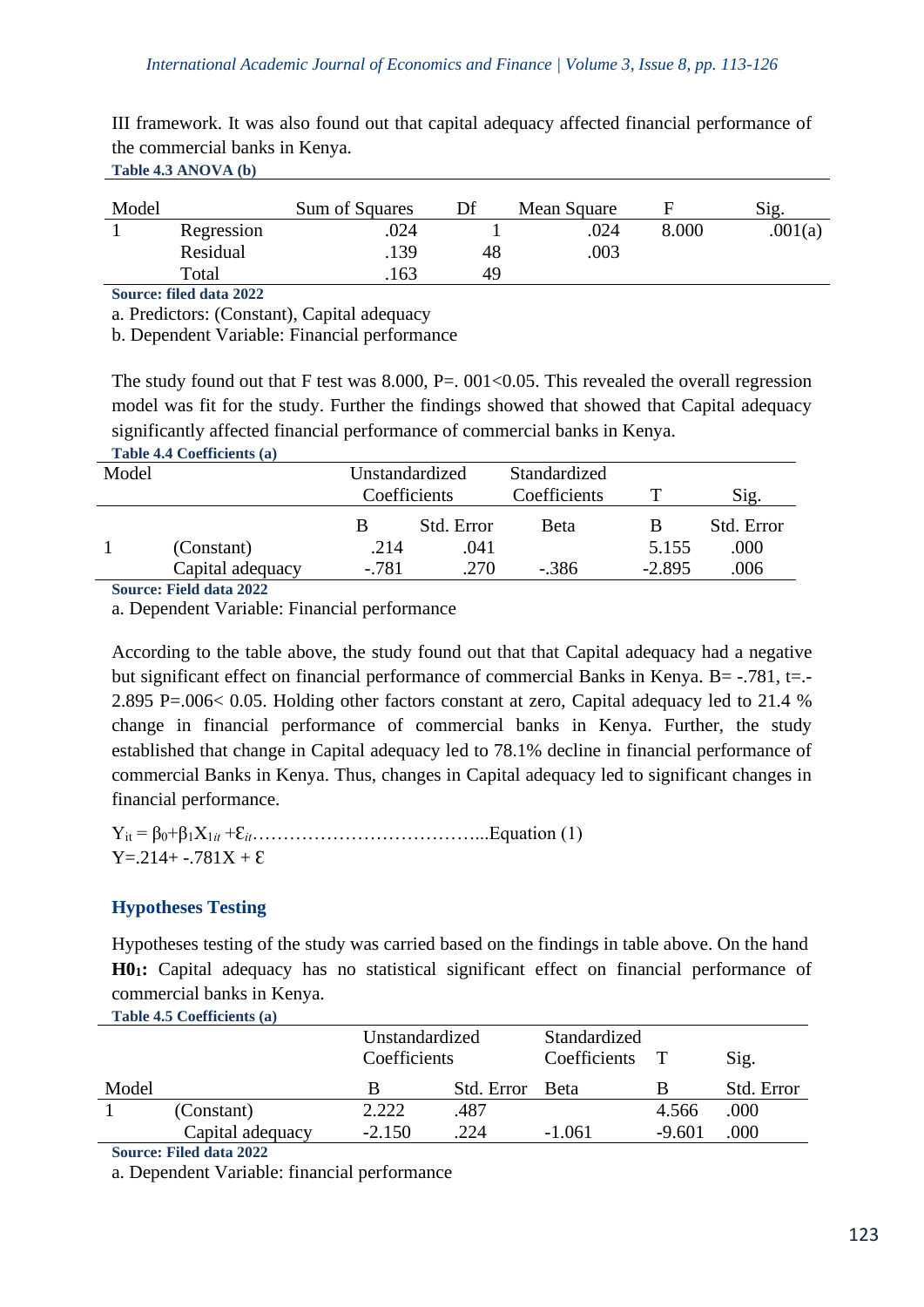III framework. It was also found out that capital adequacy affected financial performance of the commercial banks in Kenya.

**Table 4.3 ANOVA (b)**

| Model | | Sum of Squares | Df | Mean Square | F | Sig. |
|---|---|---|---|---|---|---|
| 1 | Regression | .024 | 1 | .024 | 8.000 | .001(a) |
| | Residual | .139 | 48 | .003 | | |
| | Total | .163 | 49 | | | |

**Source: filed data 2022**

a. Predictors: (Constant), Capital adequacy

b. Dependent Variable: Financial performance

The study found out that F test was 8.000, P=. 001<0.05. This revealed the overall regression model was fit for the study. Further the findings showed that showed that Capital adequacy significantly affected financial performance of commercial banks in Kenya.

**Table 4.4 Coefficients (a)**

| Model | | Unstandardized Coefficients | | Standardized Coefficients | T | Sig. |
|---|---|---|---|---|---|---|
| | | B | Std. Error | Beta | B | Std. Error |
| 1 | (Constant) | .214 | .041 | | 5.155 | .000 |
| | Capital adequacy | -.781 | .270 | -.386 | -2.895 | .006 |

**Source: Field data 2022**

a. Dependent Variable: Financial performance

According to the table above, the study found out that that Capital adequacy had a negative but significant effect on financial performance of commercial Banks in Kenya. B= -.781, t=.-2.895 P=.006< 0.05. Holding other factors constant at zero, Capital adequacy led to 21.4 % change in financial performance of commercial banks in Kenya. Further, the study established that change in Capital adequacy led to 78.1% decline in financial performance of commercial Banks in Kenya. Thus, changes in Capital adequacy led to significant changes in financial performance.

$Y_{it} = \beta_0+\beta_1 X_{1it} +\varepsilon_{it}$………………………………...Equation (1)

$Y=.214+ -.781X + \varepsilon$

## Hypotheses Testing

Hypotheses testing of the study was carried based on the findings in table above. On the hand **$H0_1$:** Capital adequacy has no statistical significant effect on financial performance of commercial banks in Kenya.

**Table 4.5 Coefficients (a)**

| | | Unstandardized Coefficients | | Standardized Coefficients | T | Sig. |
|---|---|---|---|---|---|---|
| Model | | B | Std. Error | Beta | B | Std. Error |
| 1 | (Constant) | 2.222 | .487 | | 4.566 | .000 |
| | Capital adequacy | -2.150 | .224 | -1.061 | -9.601 | .000 |

**Source: Filed data 2022**

a. Dependent Variable: financial performance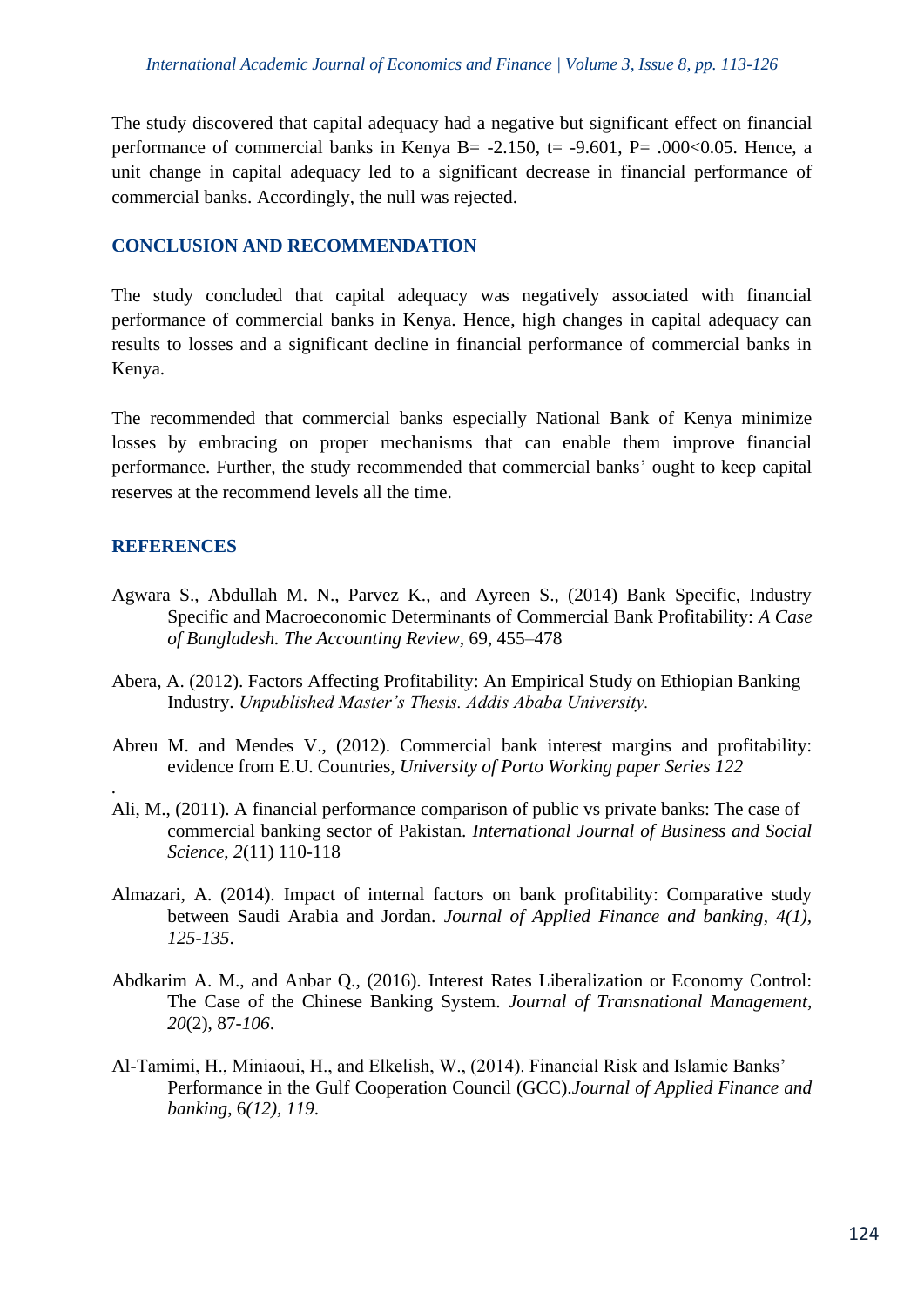The study discovered that capital adequacy had a negative but significant effect on financial performance of commercial banks in Kenya B= -2.150, t= -9.601, P= .000<0.05. Hence, a unit change in capital adequacy led to a significant decrease in financial performance of commercial banks. Accordingly, the null was rejected.

## CONCLUSION AND RECOMMENDATION

The study concluded that capital adequacy was negatively associated with financial performance of commercial banks in Kenya. Hence, high changes in capital adequacy can results to losses and a significant decline in financial performance of commercial banks in Kenya.

The recommended that commercial banks especially National Bank of Kenya minimize losses by embracing on proper mechanisms that can enable them improve financial performance. Further, the study recommended that commercial banks' ought to keep capital reserves at the recommend levels all the time.

## REFERENCES

Agwara S., Abdullah M. N., Parvez K., and Ayreen S., (2014) Bank Specific, Industry Specific and Macroeconomic Determinants of Commercial Bank Profitability: *A Case of Bangladesh. The Accounting Review*, 69, 455–478

Abera, A. (2012). Factors Affecting Profitability: An Empirical Study on Ethiopian Banking Industry. *Unpublished Master's Thesis. Addis Ababa University.*

Abreu M. and Mendes V., (2012). Commercial bank interest margins and profitability: evidence from E.U. Countries, *University of Porto Working paper Series 122*

Ali, M., (2011). A financial performance comparison of public vs private banks: The case of commercial banking sector of Pakistan. *International Journal of Business and Social Science, 2*(11) 110-118

Almazari, A. (2014). Impact of internal factors on bank profitability: Comparative study between Saudi Arabia and Jordan. *Journal of Applied Finance and banking*, *4(1), 125-135*.

Abdkarim A. M., and Anbar Q., (2016). Interest Rates Liberalization or Economy Control: The Case of the Chinese Banking System. *Journal of Transnational Management*, *20*(2), 87-*106*.

Al-Tamimi, H., Miniaoui, H., and Elkelish, W., (2014). Financial Risk and Islamic Banks' Performance in the Gulf Cooperation Council (GCC).*Journal of Applied Finance and banking*, 6*(12), 119*.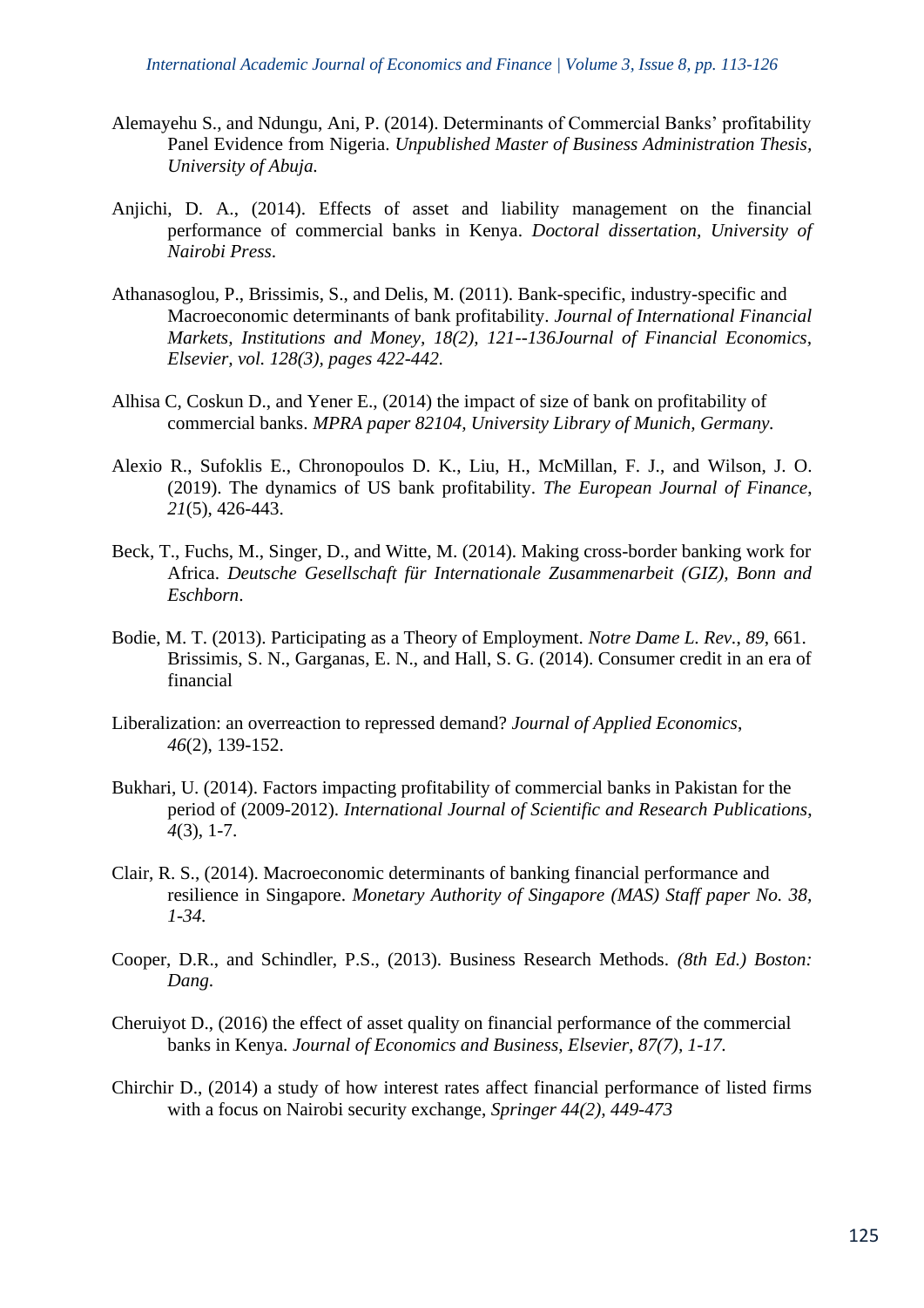Alemayehu S., and Ndungu, Ani, P. (2014). Determinants of Commercial Banks' profitability Panel Evidence from Nigeria. *Unpublished Master of Business Administration Thesis, University of Abuja.*

Anjichi, D. A., (2014). Effects of asset and liability management on the financial performance of commercial banks in Kenya. *Doctoral dissertation, University of Nairobi Press*.

Athanasoglou, P., Brissimis, S., and Delis, M. (2011). Bank-specific, industry-specific and Macroeconomic determinants of bank profitability. *Journal of International Financial Markets, Institutions and Money, 18(2), 121--136Journal of Financial Economics, Elsevier, vol. 128(3), pages 422-442.*

Alhisa C, Coskun D., and Yener E., (2014) the impact of size of bank on profitability of commercial banks. *MPRA paper 82104, University Library of Munich, Germany.*

Alexio R., Sufoklis E., Chronopoulos D. K., Liu, H., McMillan, F. J., and Wilson, J. O. (2019). The dynamics of US bank profitability. *The European Journal of Finance*, *21*(5), 426-443.

Beck, T., Fuchs, M., Singer, D., and Witte, M. (2014). Making cross-border banking work for Africa. *Deutsche Gesellschaft für Internationale Zusammenarbeit (GIZ), Bonn and Eschborn*.

Bodie, M. T. (2013). Participating as a Theory of Employment. *Notre Dame L. Rev.*, *89*, 661. Brissimis, S. N., Garganas, E. N., and Hall, S. G. (2014). Consumer credit in an era of financial

Liberalization: an overreaction to repressed demand? *Journal of Applied Economics*, *46*(2), 139-152.

Bukhari, U. (2014). Factors impacting profitability of commercial banks in Pakistan for the period of (2009-2012). *International Journal of Scientific and Research Publications*, *4*(3), 1-7.

Clair, R. S., (2014). Macroeconomic determinants of banking financial performance and resilience in Singapore. *Monetary Authority of Singapore (MAS) Staff paper No. 38, 1-34.*

Cooper, D.R., and Schindler, P.S., (2013). Business Research Methods. *(8th Ed.) Boston: Dang.*

Cheruiyot D., (2016) the effect of asset quality on financial performance of the commercial banks in Kenya. *Journal of Economics and Business, Elsevier, 87(7), 1-17.*

Chirchir D., (2014) a study of how interest rates affect financial performance of listed firms with a focus on Nairobi security exchange, *Springer 44(2), 449-473*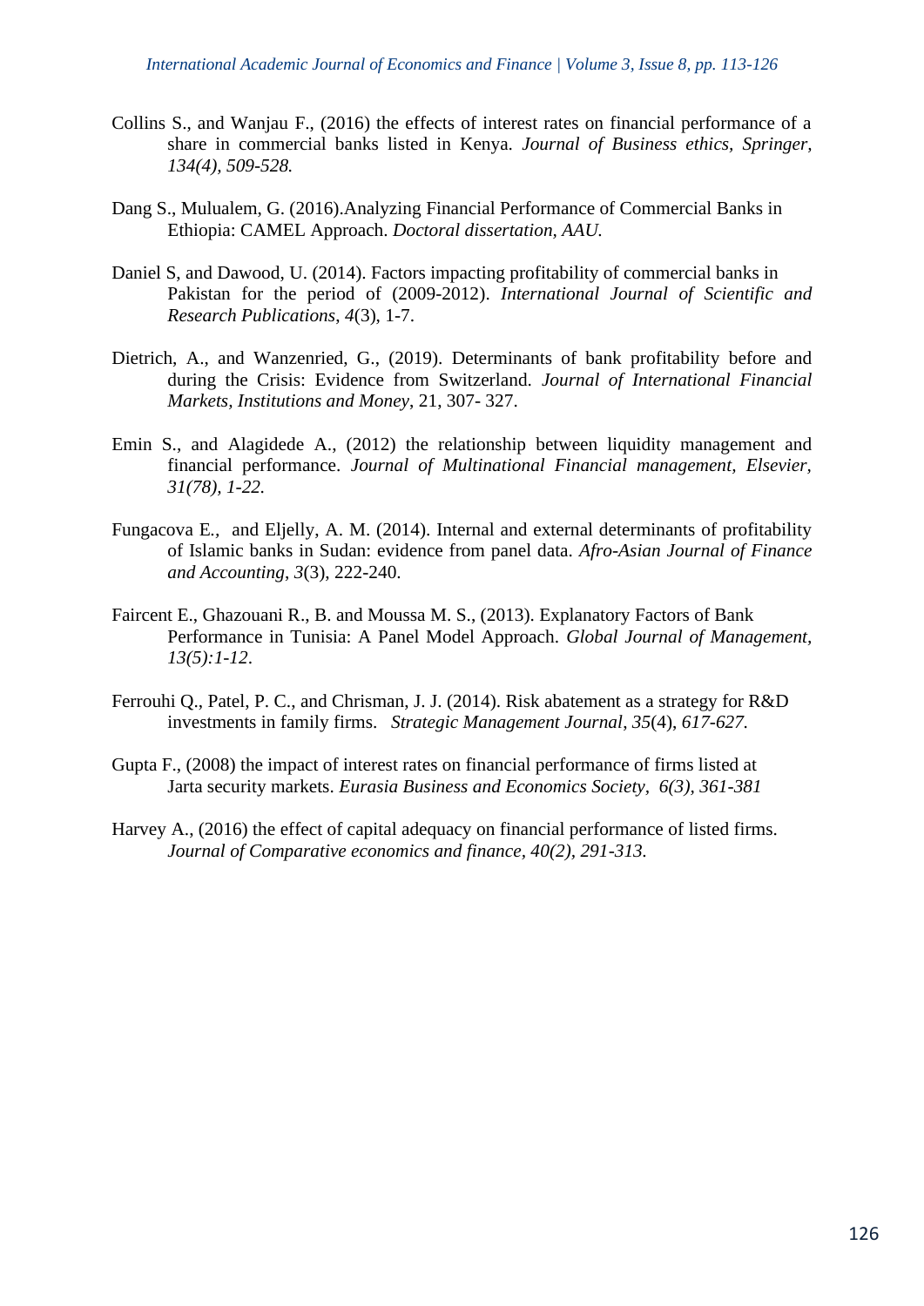Collins S., and Wanjau F., (2016) the effects of interest rates on financial performance of a share in commercial banks listed in Kenya. *Journal of Business ethics, Springer, 134(4), 509-528.*

Dang S., Mulualem, G. (2016).Analyzing Financial Performance of Commercial Banks in Ethiopia: CAMEL Approach. *Doctoral dissertation, AAU.*

Daniel S, and Dawood, U. (2014). Factors impacting profitability of commercial banks in Pakistan for the period of (2009-2012). *International Journal of Scientific and Research Publications*, *4*(3), 1-7.

Dietrich, A., and Wanzenried, G., (2019). Determinants of bank profitability before and during the Crisis: Evidence from Switzerland. *Journal of International Financial Markets, Institutions and Money*, 21, 307- 327.

Emin S., and Alagidede A., (2012) the relationship between liquidity management and financial performance. *Journal of Multinational Financial management, Elsevier, 31(78), 1-22.*

Fungacova E., and Eljelly, A. M. (2014). Internal and external determinants of profitability of Islamic banks in Sudan: evidence from panel data. *Afro-Asian Journal of Finance and Accounting*, *3*(3), 222-240.

Faircent E., Ghazouani R., B. and Moussa M. S., (2013). Explanatory Factors of Bank Performance in Tunisia: A Panel Model Approach. *Global Journal of Management, 13(5):1-12*.

Ferrouhi Q., Patel, P. C., and Chrisman, J. J. (2014). Risk abatement as a strategy for R&D investments in family firms. *Strategic Management Journal*, *35*(4), *617-627.*

Gupta F., (2008) the impact of interest rates on financial performance of firms listed at Jarta security markets. *Eurasia Business and Economics Society, 6(3), 361-381*

Harvey A., (2016) the effect of capital adequacy on financial performance of listed firms. *Journal of Comparative economics and finance, 40(2), 291-313.*